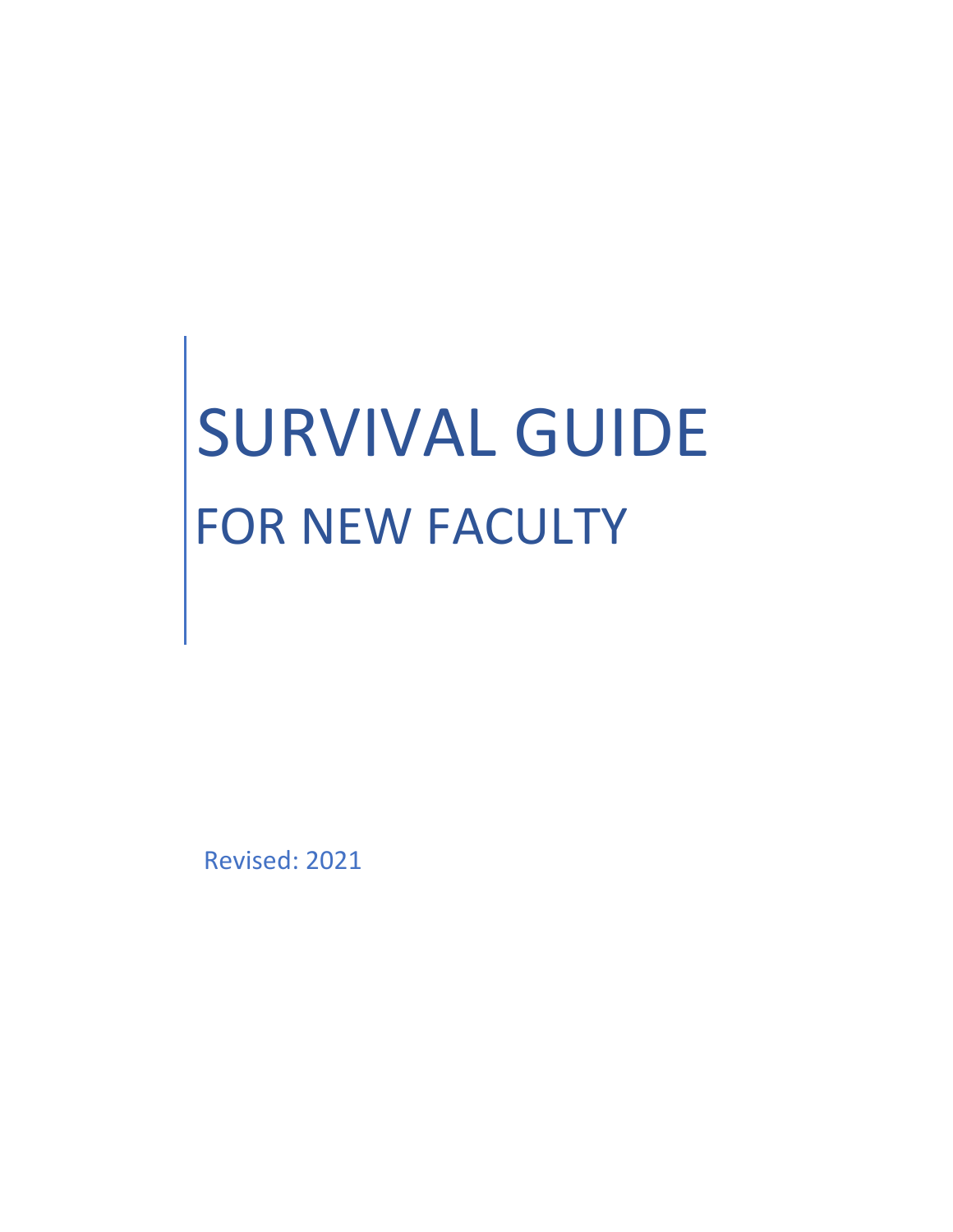# SURVIVAL GUIDE

## FOR NEW FACULTY

Revised: 2021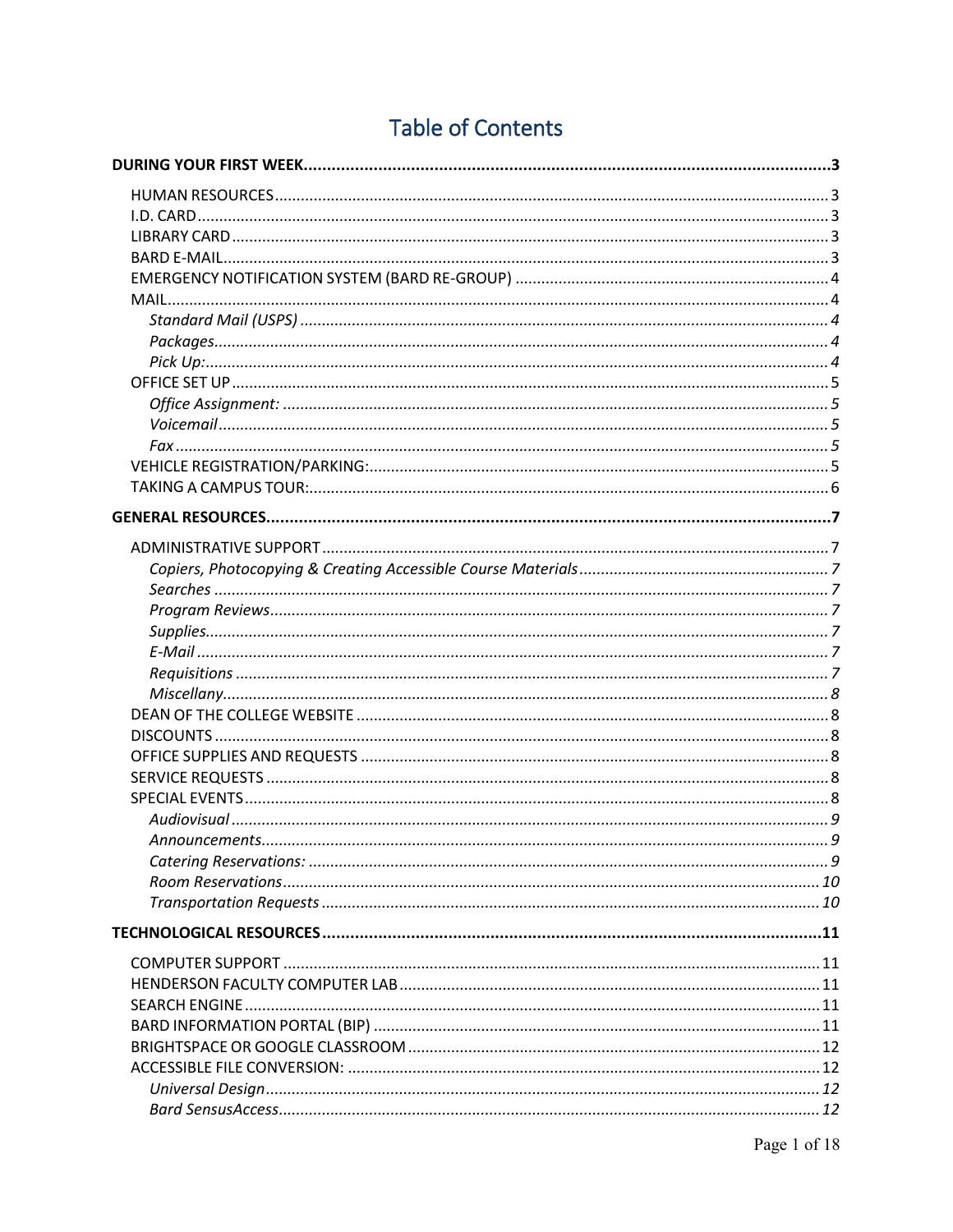# Table of Contents

**DURING YOUR FIRST WEEK** ..... **3**

- HUMAN RESOURCES ..... 3
- I.D. CARD ..... 3
- LIBRARY CARD ..... 3
- BARD E-MAIL ..... 3
- EMERGENCY NOTIFICATION SYSTEM (BARD RE-GROUP) ..... 4
- MAIL ..... 4
  - *Standard Mail (USPS)* ..... *4*
  - *Packages* ..... *4*
  - *Pick Up:* ..... *4*
- OFFICE SET UP ..... 5
  - *Office Assignment:* ..... *5*
  - *Voicemail* ..... *5*
  - *Fax* ..... *5*
- VEHICLE REGISTRATION/PARKING: ..... 5
- TAKING A CAMPUS TOUR: ..... 6

**GENERAL RESOURCES** ..... **7**

- ADMINISTRATIVE SUPPORT ..... 7
  - *Copiers, Photocopying & Creating Accessible Course Materials* ..... *7*
  - *Searches* ..... *7*
  - *Program Reviews* ..... *7*
  - *Supplies* ..... *7*
  - *E-Mail* ..... *7*
  - *Requisitions* ..... *7*
  - *Miscellany* ..... *8*
- DEAN OF THE COLLEGE WEBSITE ..... 8
- DISCOUNTS ..... 8
- OFFICE SUPPLIES AND REQUESTS ..... 8
- SERVICE REQUESTS ..... 8
- SPECIAL EVENTS ..... 8
  - *Audiovisual* ..... *9*
  - *Announcements* ..... *9*
  - *Catering Reservations:* ..... *9*
  - *Room Reservations* ..... *10*
  - *Transportation Requests* ..... *10*

**TECHNOLOGICAL RESOURCES** ..... **11**

- COMPUTER SUPPORT ..... 11
- HENDERSON FACULTY COMPUTER LAB ..... 11
- SEARCH ENGINE ..... 11
- BARD INFORMATION PORTAL (BIP) ..... 11
- BRIGHTSPACE OR GOOGLE CLASSROOM ..... 12
- ACCESSIBLE FILE CONVERSION: ..... 12
  - *Universal Design* ..... *12*
  - *Bard SensusAccess* ..... *12*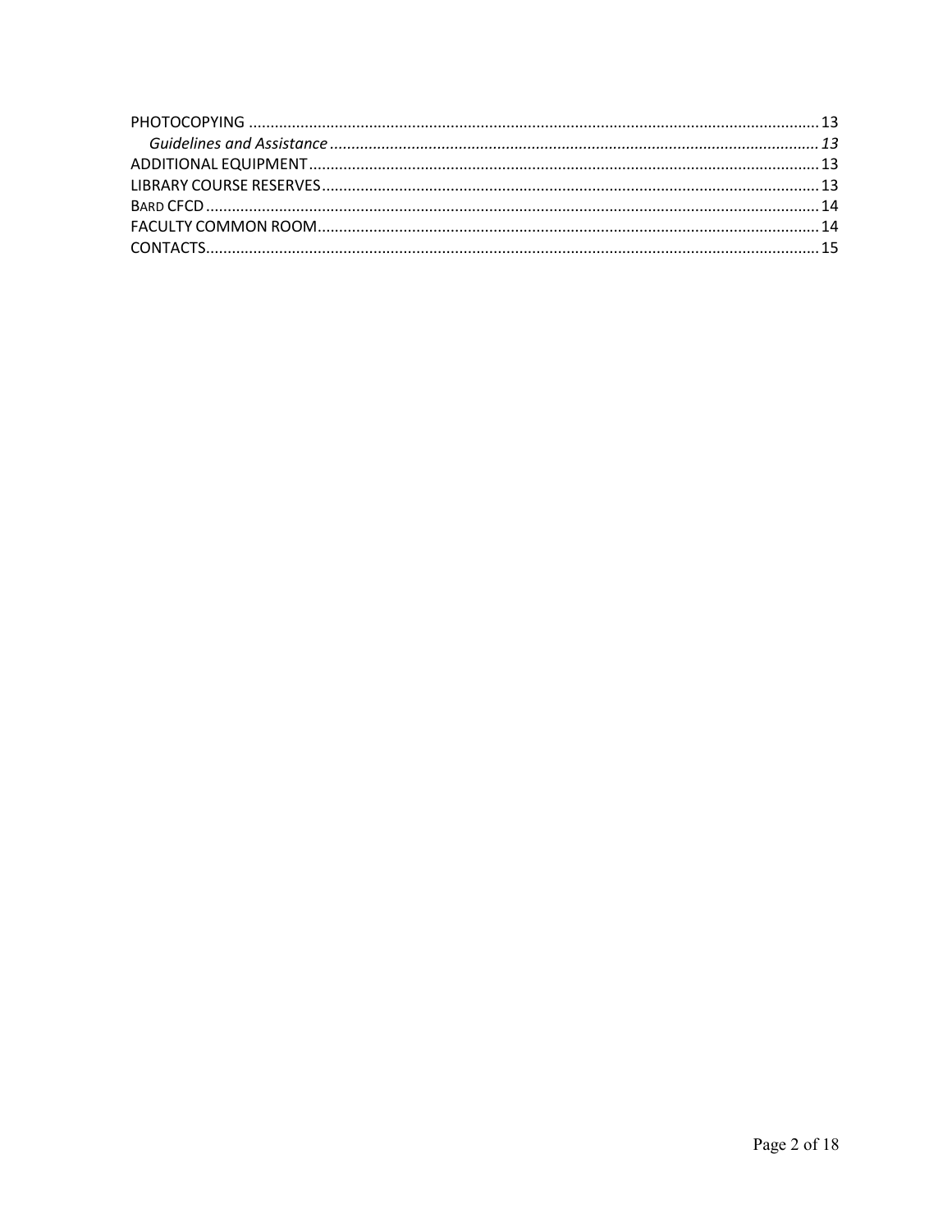PHOTOCOPYING .......... 13
*Guidelines and Assistance* .......... *13*
ADDITIONAL EQUIPMENT .......... 13
LIBRARY COURSE RESERVES .......... 13
BARD CFCD .......... 14
FACULTY COMMON ROOM .......... 14
CONTACTS .......... 15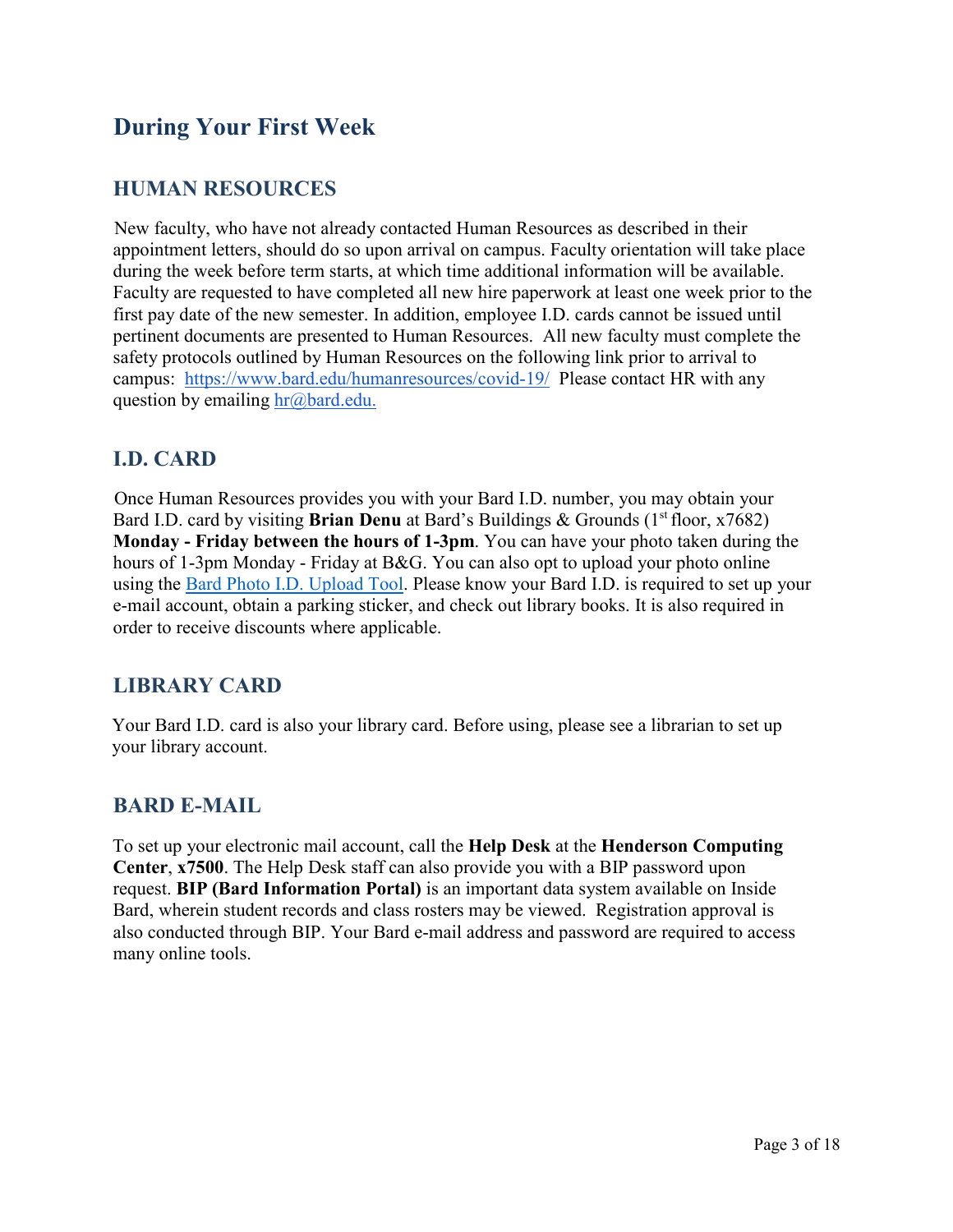# During Your First Week

## HUMAN RESOURCES

New faculty, who have not already contacted Human Resources as described in their appointment letters, should do so upon arrival on campus. Faculty orientation will take place during the week before term starts, at which time additional information will be available. Faculty are requested to have completed all new hire paperwork at least one week prior to the first pay date of the new semester. In addition, employee I.D. cards cannot be issued until pertinent documents are presented to Human Resources. All new faculty must complete the safety protocols outlined by Human Resources on the following link prior to arrival to campus: [https://www.bard.edu/humanresources/covid-19/](https://www.bard.edu/humanresources/covid-19/) Please contact HR with any question by emailing [hr@bard.edu.](mailto:hr@bard.edu)

## I.D. CARD

Once Human Resources provides you with your Bard I.D. number, you may obtain your Bard I.D. card by visiting **Brian Denu** at Bard's Buildings & Grounds (1st floor, x7682) **Monday - Friday between the hours of 1-3pm**. You can have your photo taken during the hours of 1-3pm Monday - Friday at B&G. You can also opt to upload your photo online using the Bard Photo I.D. Upload Tool. Please know your Bard I.D. is required to set up your e-mail account, obtain a parking sticker, and check out library books. It is also required in order to receive discounts where applicable.

## LIBRARY CARD

Your Bard I.D. card is also your library card. Before using, please see a librarian to set up your library account.

## BARD E-MAIL

To set up your electronic mail account, call the **Help Desk** at the **Henderson Computing Center**, **x7500**. The Help Desk staff can also provide you with a BIP password upon request. **BIP (Bard Information Portal)** is an important data system available on Inside Bard, wherein student records and class rosters may be viewed. Registration approval is also conducted through BIP. Your Bard e-mail address and password are required to access many online tools.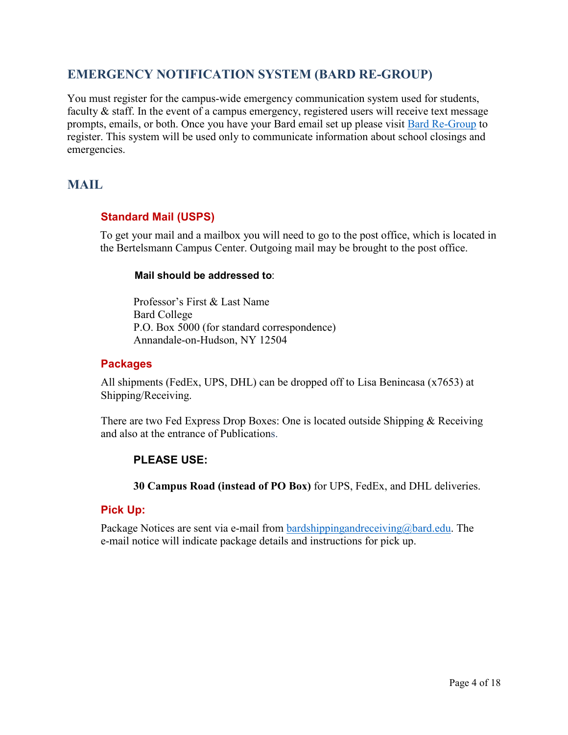## EMERGENCY NOTIFICATION SYSTEM (BARD RE-GROUP)

You must register for the campus-wide emergency communication system used for students, faculty & staff. In the event of a campus emergency, registered users will receive text message prompts, emails, or both. Once you have your Bard email set up please visit Bard Re-Group to register. This system will be used only to communicate information about school closings and emergencies.

## MAIL

### Standard Mail (USPS)

To get your mail and a mailbox you will need to go to the post office, which is located in the Bertelsmann Campus Center. Outgoing mail may be brought to the post office.

**Mail should be addressed to**:

Professor's First & Last Name
Bard College
P.O. Box 5000 (for standard correspondence)
Annandale-on-Hudson, NY 12504

### Packages

All shipments (FedEx, UPS, DHL) can be dropped off to Lisa Benincasa (x7653) at Shipping/Receiving.

There are two Fed Express Drop Boxes: One is located outside Shipping & Receiving and also at the entrance of Publications.

**PLEASE USE:**

**30 Campus Road (instead of PO Box)** for UPS, FedEx, and DHL deliveries.

### Pick Up:

Package Notices are sent via e-mail from bardshippingandreceiving@bard.edu. The e-mail notice will indicate package details and instructions for pick up.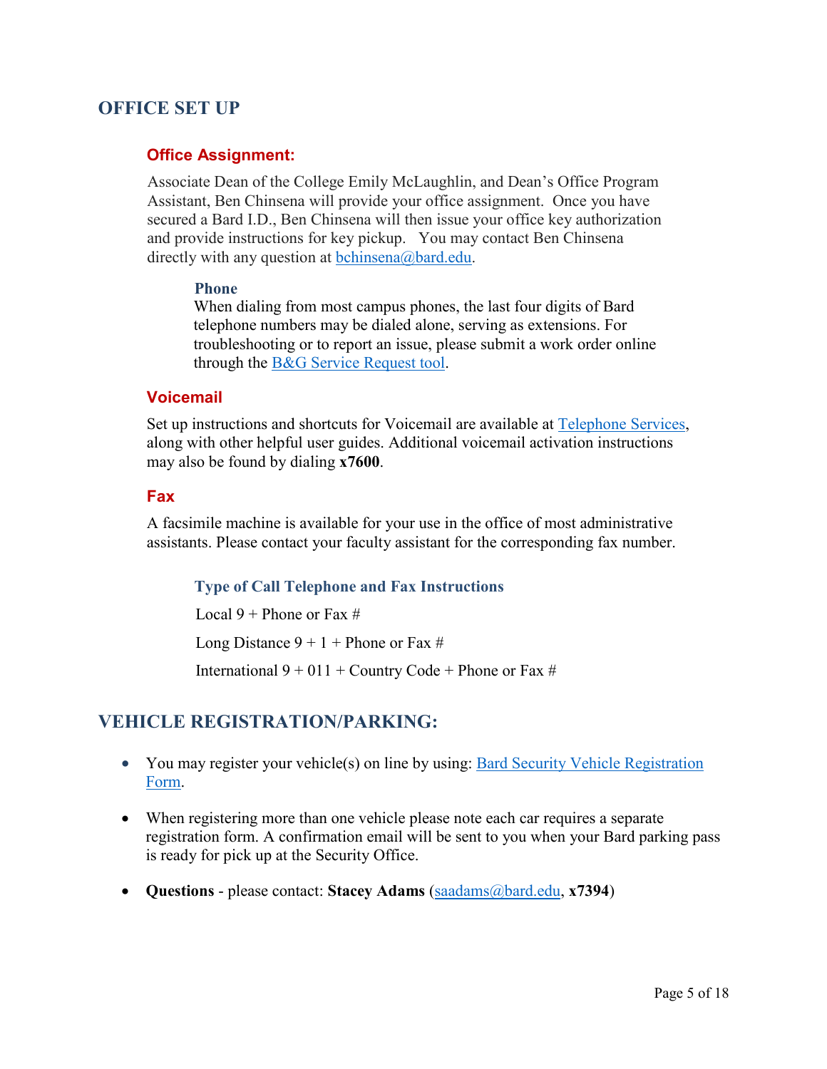## OFFICE SET UP

### Office Assignment:

Associate Dean of the College Emily McLaughlin, and Dean's Office Program Assistant, Ben Chinsena will provide your office assignment. Once you have secured a Bard I.D., Ben Chinsena will then issue your office key authorization and provide instructions for key pickup. You may contact Ben Chinsena directly with any question at bchinsena@bard.edu.

#### Phone

When dialing from most campus phones, the last four digits of Bard telephone numbers may be dialed alone, serving as extensions. For troubleshooting or to report an issue, please submit a work order online through the B&G Service Request tool.

### Voicemail

Set up instructions and shortcuts for Voicemail are available at Telephone Services, along with other helpful user guides. Additional voicemail activation instructions may also be found by dialing **x7600**.

### Fax

A facsimile machine is available for your use in the office of most administrative assistants. Please contact your faculty assistant for the corresponding fax number.

#### Type of Call Telephone and Fax Instructions

Local 9 + Phone or Fax #

Long Distance 9 + 1 + Phone or Fax #

International 9 + 011 + Country Code + Phone or Fax #

## VEHICLE REGISTRATION/PARKING:

- You may register your vehicle(s) on line by using: Bard Security Vehicle Registration Form.
- When registering more than one vehicle please note each car requires a separate registration form. A confirmation email will be sent to you when your Bard parking pass is ready for pick up at the Security Office.
- **Questions** - please contact: **Stacey Adams** (saadams@bard.edu, **x7394**)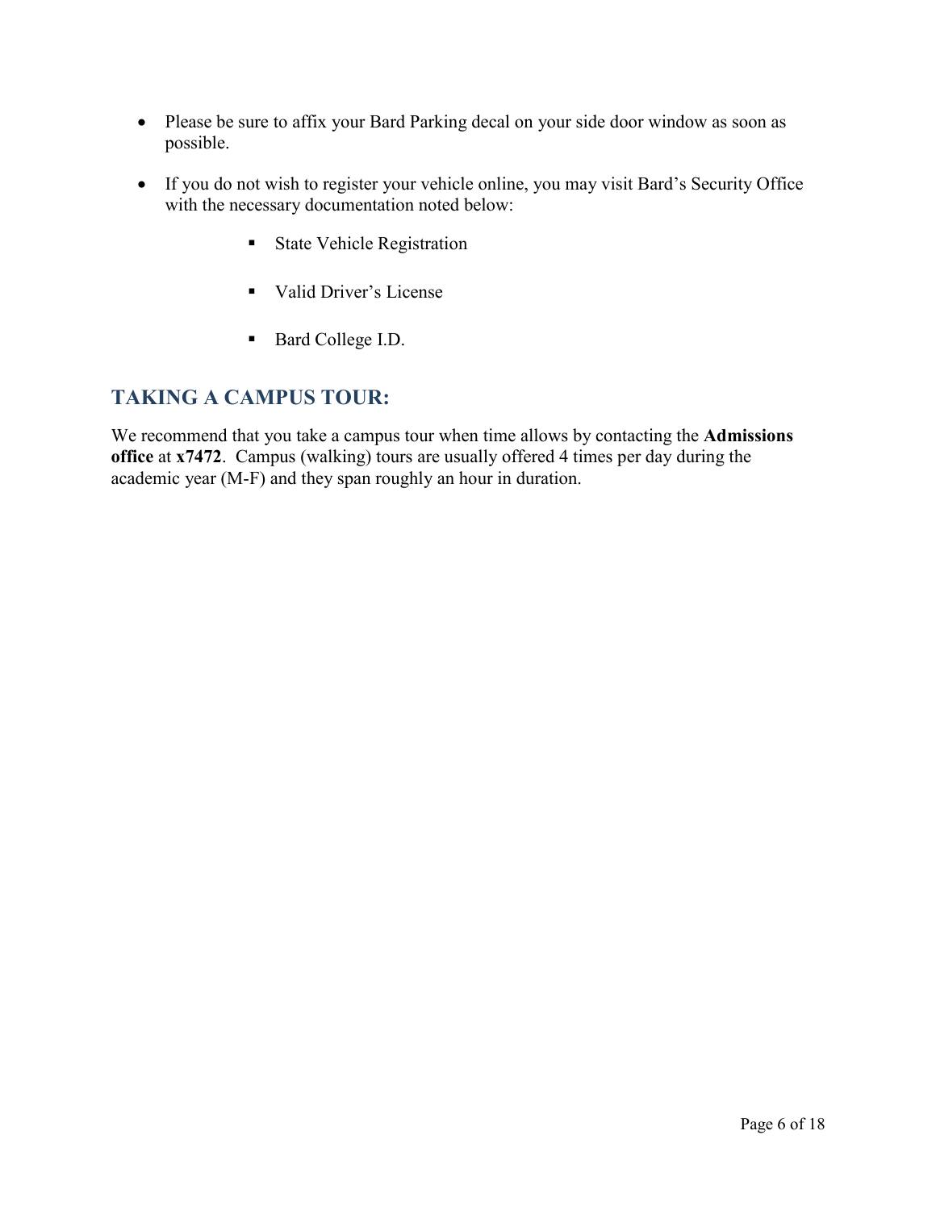- Please be sure to affix your Bard Parking decal on your side door window as soon as possible.

- If you do not wish to register your vehicle online, you may visit Bard's Security Office with the necessary documentation noted below:

    - State Vehicle Registration

    - Valid Driver's License

    - Bard College I.D.

## TAKING A CAMPUS TOUR:

We recommend that you take a campus tour when time allows by contacting the **Admissions office** at **x7472**. Campus (walking) tours are usually offered 4 times per day during the academic year (M-F) and they span roughly an hour in duration.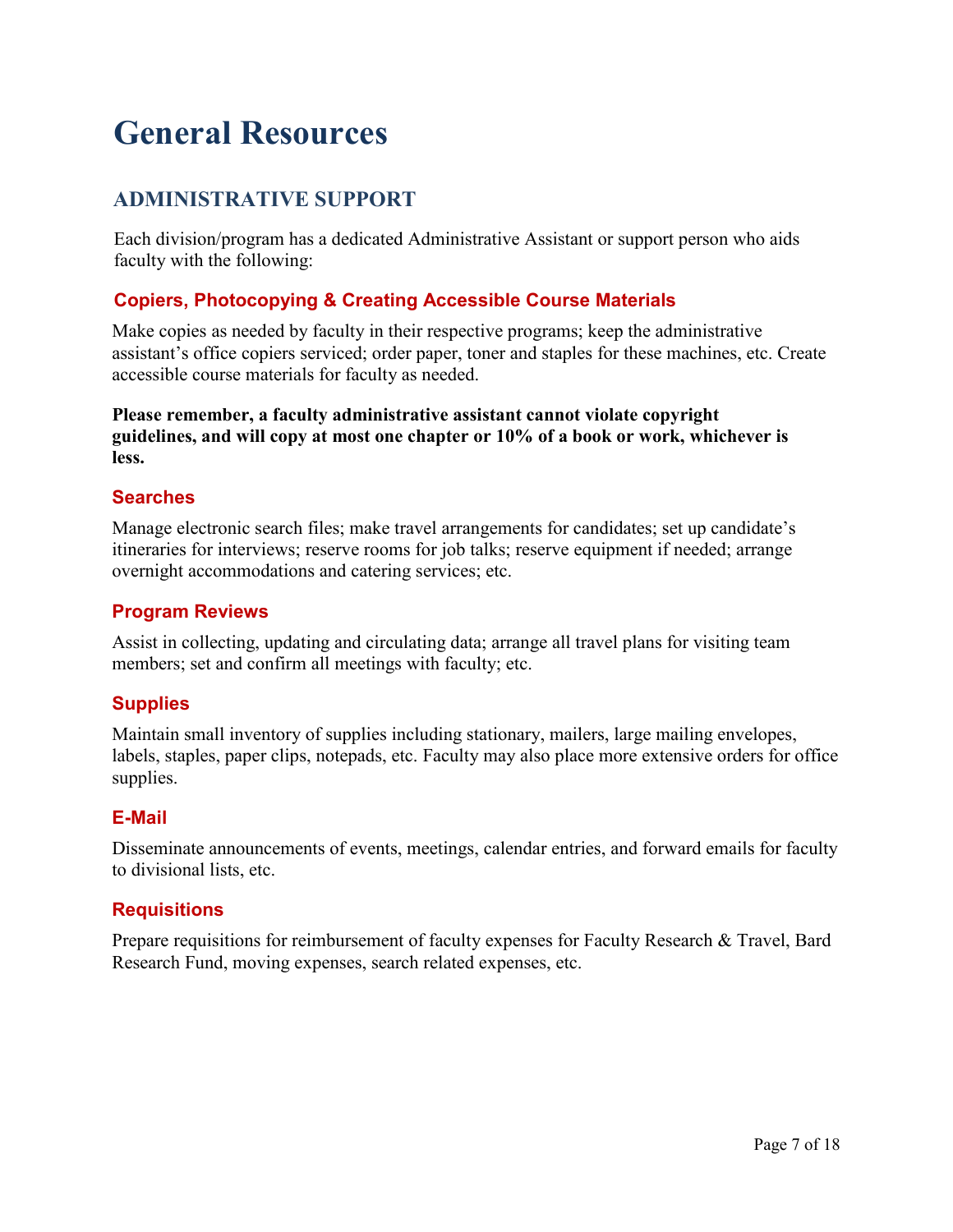# General Resources

## ADMINISTRATIVE SUPPORT

Each division/program has a dedicated Administrative Assistant or support person who aids faculty with the following:

### Copiers, Photocopying & Creating Accessible Course Materials

Make copies as needed by faculty in their respective programs; keep the administrative assistant's office copiers serviced; order paper, toner and staples for these machines, etc. Create accessible course materials for faculty as needed.

**Please remember, a faculty administrative assistant cannot violate copyright guidelines, and will copy at most one chapter or 10% of a book or work, whichever is less.**

### Searches

Manage electronic search files; make travel arrangements for candidates; set up candidate's itineraries for interviews; reserve rooms for job talks; reserve equipment if needed; arrange overnight accommodations and catering services; etc.

### Program Reviews

Assist in collecting, updating and circulating data; arrange all travel plans for visiting team members; set and confirm all meetings with faculty; etc.

### Supplies

Maintain small inventory of supplies including stationary, mailers, large mailing envelopes, labels, staples, paper clips, notepads, etc. Faculty may also place more extensive orders for office supplies.

### E-Mail

Disseminate announcements of events, meetings, calendar entries, and forward emails for faculty to divisional lists, etc.

### Requisitions

Prepare requisitions for reimbursement of faculty expenses for Faculty Research & Travel, Bard Research Fund, moving expenses, search related expenses, etc.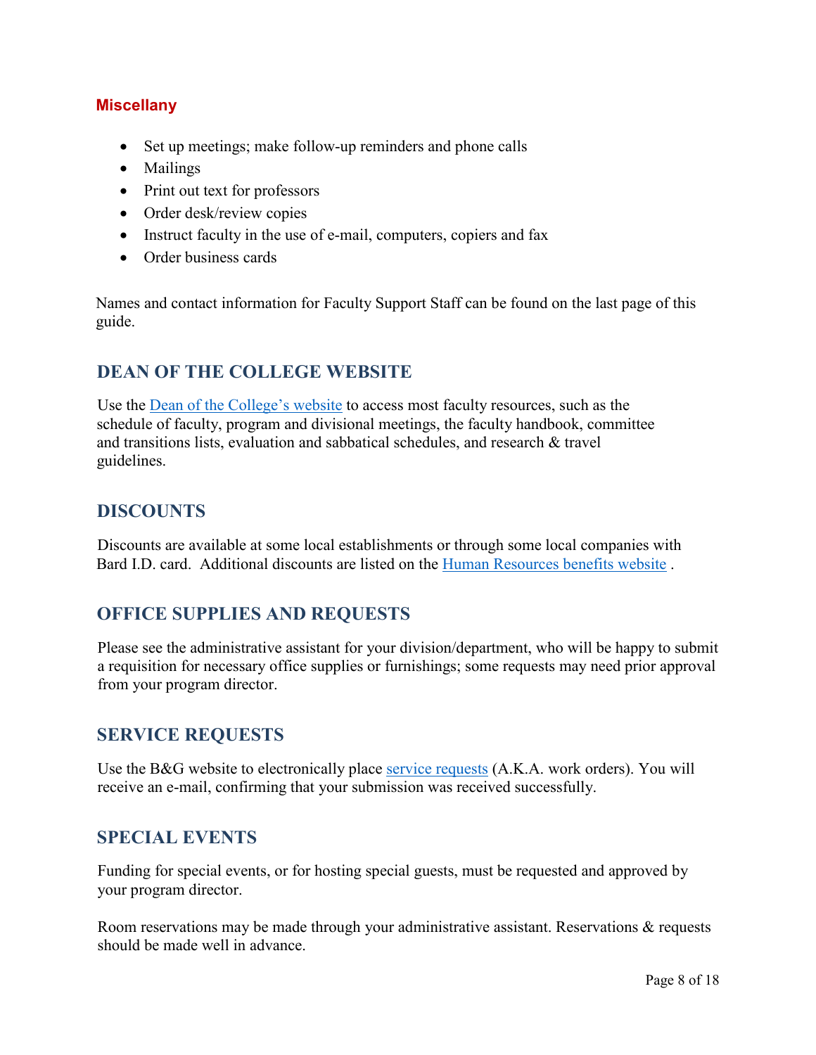### Miscellany

- Set up meetings; make follow-up reminders and phone calls
- Mailings
- Print out text for professors
- Order desk/review copies
- Instruct faculty in the use of e-mail, computers, copiers and fax
- Order business cards

Names and contact information for Faculty Support Staff can be found on the last page of this guide.

## DEAN OF THE COLLEGE WEBSITE

Use the Dean of the College's website to access most faculty resources, such as the schedule of faculty, program and divisional meetings, the faculty handbook, committee and transitions lists, evaluation and sabbatical schedules, and research & travel guidelines.

## DISCOUNTS

Discounts are available at some local establishments or through some local companies with Bard I.D. card. Additional discounts are listed on the Human Resources benefits website .

## OFFICE SUPPLIES AND REQUESTS

Please see the administrative assistant for your division/department, who will be happy to submit a requisition for necessary office supplies or furnishings; some requests may need prior approval from your program director.

## SERVICE REQUESTS

Use the B&G website to electronically place service requests (A.K.A. work orders). You will receive an e-mail, confirming that your submission was received successfully.

## SPECIAL EVENTS

Funding for special events, or for hosting special guests, must be requested and approved by your program director.

Room reservations may be made through your administrative assistant. Reservations & requests should be made well in advance.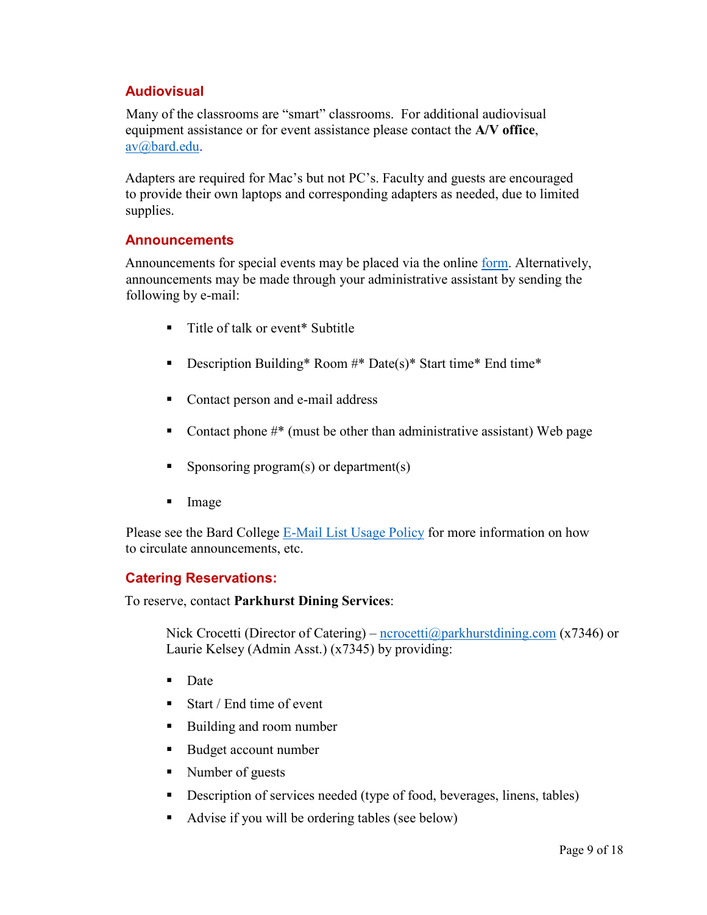## Audiovisual

Many of the classrooms are "smart" classrooms. For additional audiovisual equipment assistance or for event assistance please contact the **A/V office**, av@bard.edu.

Adapters are required for Mac's but not PC's. Faculty and guests are encouraged to provide their own laptops and corresponding adapters as needed, due to limited supplies.

## Announcements

Announcements for special events may be placed via the online form. Alternatively, announcements may be made through your administrative assistant by sending the following by e-mail:

- Title of talk or event* Subtitle
- Description Building* Room #* Date(s)* Start time* End time*
- Contact person and e-mail address
- Contact phone #* (must be other than administrative assistant) Web page
- Sponsoring program(s) or department(s)
- Image

Please see the Bard College E-Mail List Usage Policy for more information on how to circulate announcements, etc.

## Catering Reservations:

To reserve, contact **Parkhurst Dining Services**:

Nick Crocetti (Director of Catering) – ncrocetti@parkhurstdining.com (x7346) or Laurie Kelsey (Admin Asst.) (x7345) by providing:

- Date
- Start / End time of event
- Building and room number
- Budget account number
- Number of guests
- Description of services needed (type of food, beverages, linens, tables)
- Advise if you will be ordering tables (see below)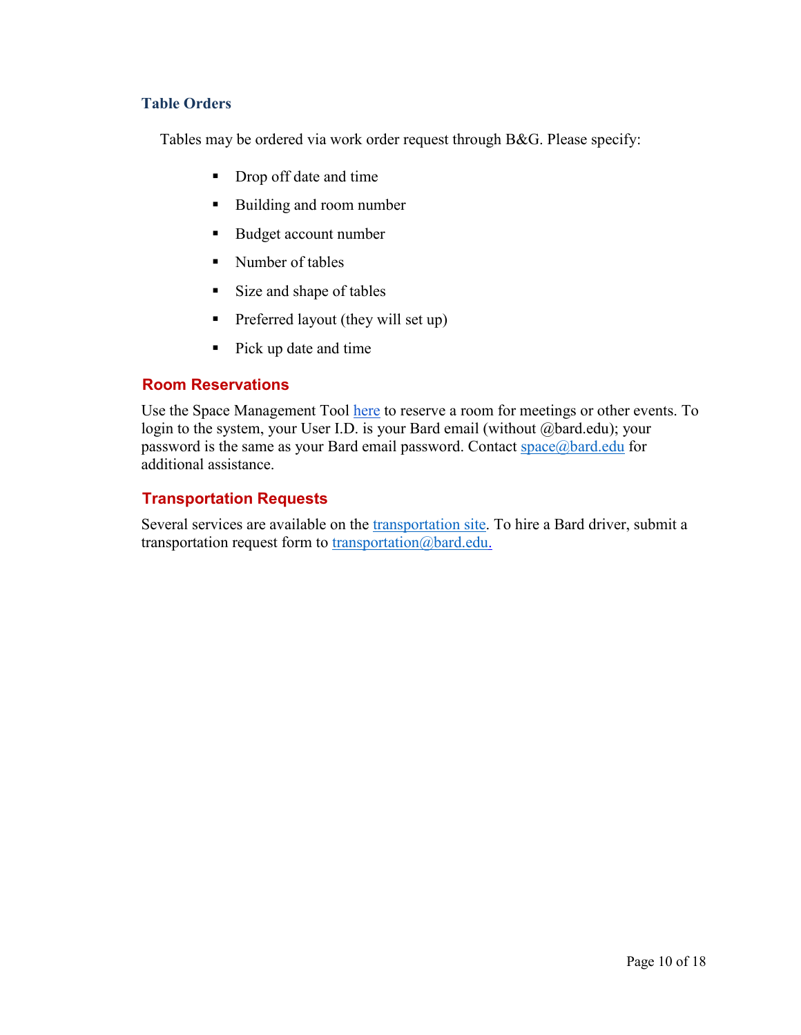### Table Orders

Tables may be ordered via work order request through B&G. Please specify:

- Drop off date and time
- Building and room number
- Budget account number
- Number of tables
- Size and shape of tables
- Preferred layout (they will set up)
- Pick up date and time

## Room Reservations

Use the Space Management Tool here to reserve a room for meetings or other events. To login to the system, your User I.D. is your Bard email (without @bard.edu); your password is the same as your Bard email password. Contact space@bard.edu for additional assistance.

## Transportation Requests

Several services are available on the transportation site. To hire a Bard driver, submit a transportation request form to transportation@bard.edu.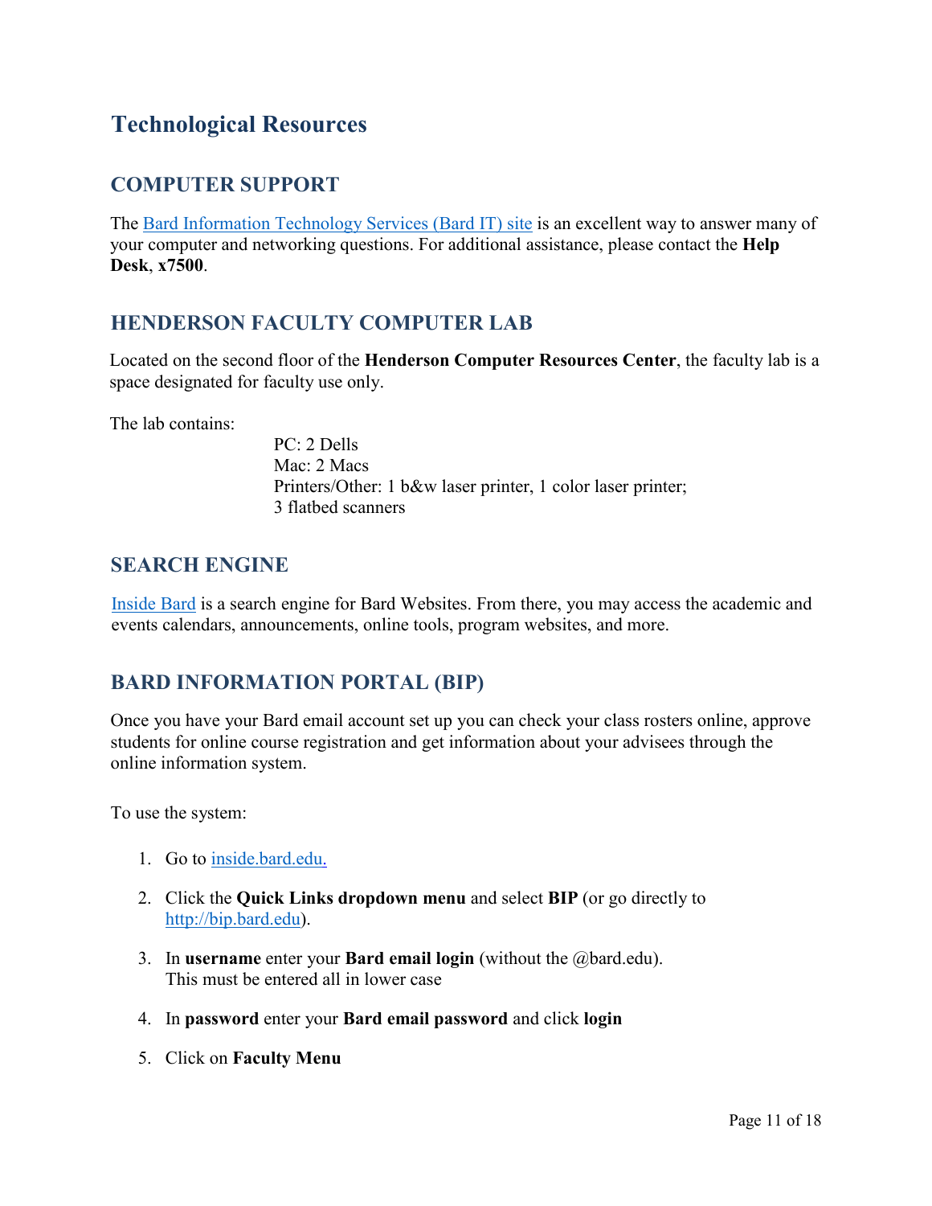# Technological Resources

## COMPUTER SUPPORT

The [Bard Information Technology Services (Bard IT) site](#) is an excellent way to answer many of your computer and networking questions. For additional assistance, please contact the **Help Desk**, **x7500**.

## HENDERSON FACULTY COMPUTER LAB

Located on the second floor of the **Henderson Computer Resources Center**, the faculty lab is a space designated for faculty use only.

The lab contains:

PC: 2 Dells
Mac: 2 Macs
Printers/Other: 1 b&w laser printer, 1 color laser printer;
3 flatbed scanners

## SEARCH ENGINE

[Inside Bard](#) is a search engine for Bard Websites. From there, you may access the academic and events calendars, announcements, online tools, program websites, and more.

## BARD INFORMATION PORTAL (BIP)

Once you have your Bard email account set up you can check your class rosters online, approve students for online course registration and get information about your advisees through the online information system.

To use the system:

1. Go to [inside.bard.edu.](#)

2. Click the **Quick Links dropdown menu** and select **BIP** (or go directly to [http://bip.bard.edu](http://bip.bard.edu)).

3. In **username** enter your **Bard email login** (without the @bard.edu).
   This must be entered all in lower case

4. In **password** enter your **Bard email password** and click **login**

5. Click on **Faculty Menu**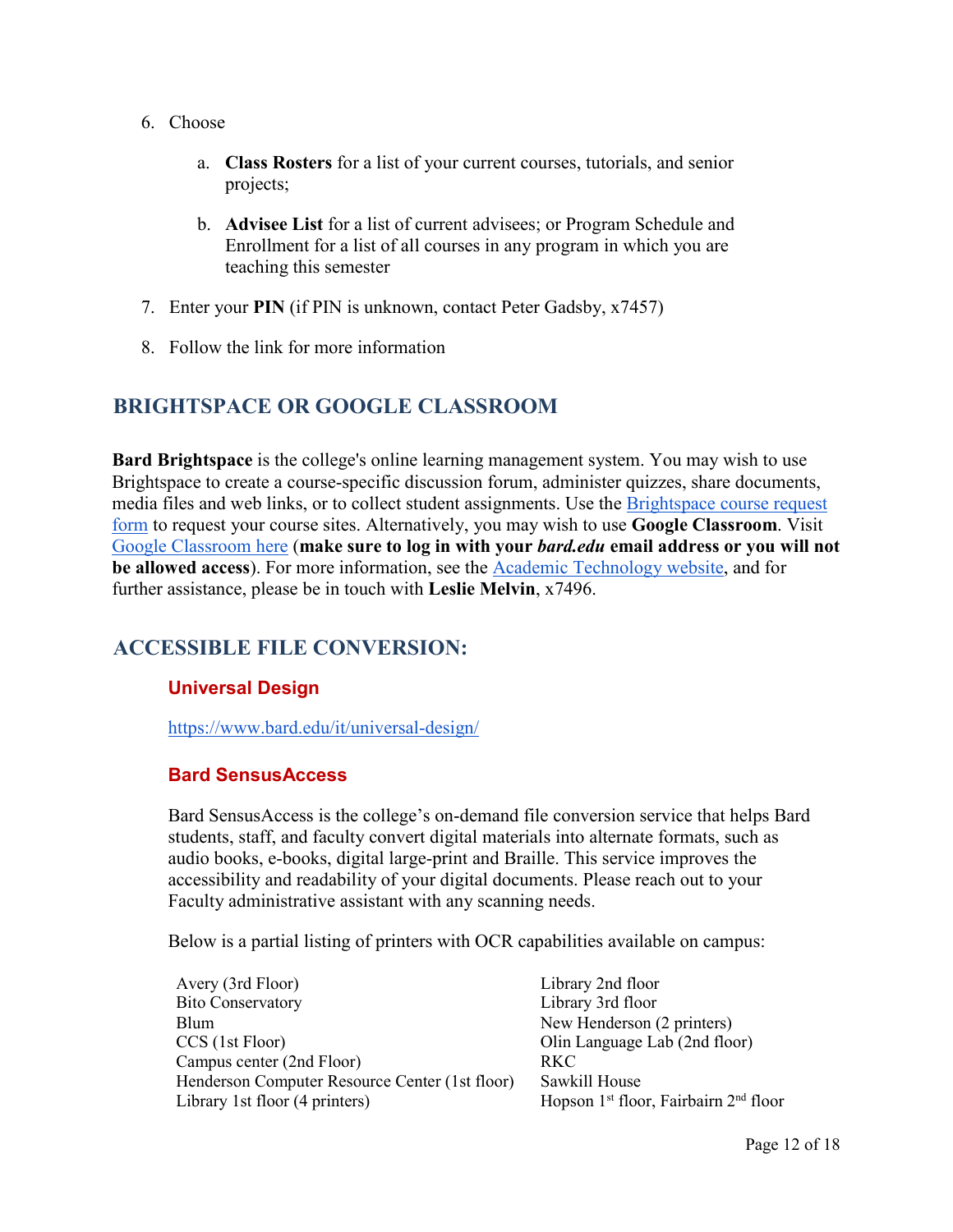6. Choose

    a. **Class Rosters** for a list of your current courses, tutorials, and senior projects;

    b. **Advisee List** for a list of current advisees; or Program Schedule and Enrollment for a list of all courses in any program in which you are teaching this semester

7. Enter your **PIN** (if PIN is unknown, contact Peter Gadsby, x7457)

8. Follow the link for more information

## BRIGHTSPACE OR GOOGLE CLASSROOM

**Bard Brightspace** is the college's online learning management system. You may wish to use Brightspace to create a course-specific discussion forum, administer quizzes, share documents, media files and web links, or to collect student assignments. Use the Brightspace course request form to request your course sites. Alternatively, you may wish to use **Google Classroom**. Visit Google Classroom here (**make sure to log in with your *bard.edu* email address or you will not be allowed access**). For more information, see the Academic Technology website, and for further assistance, please be in touch with **Leslie Melvin**, x7496.

## ACCESSIBLE FILE CONVERSION:

### Universal Design

https://www.bard.edu/it/universal-design/

### Bard SensusAccess

Bard SensusAccess is the college's on-demand file conversion service that helps Bard students, staff, and faculty convert digital materials into alternate formats, such as audio books, e-books, digital large-print and Braille. This service improves the accessibility and readability of your digital documents. Please reach out to your Faculty administrative assistant with any scanning needs.

Below is a partial listing of printers with OCR capabilities available on campus:

Avery (3rd Floor)
Bito Conservatory
Blum
CCS (1st Floor)
Campus center (2nd Floor)
Henderson Computer Resource Center (1st floor)
Library 1st floor (4 printers)
Library 2nd floor
Library 3rd floor
New Henderson (2 printers)
Olin Language Lab (2nd floor)
RKC
Sawkill House
Hopson 1st floor, Fairbairn 2nd floor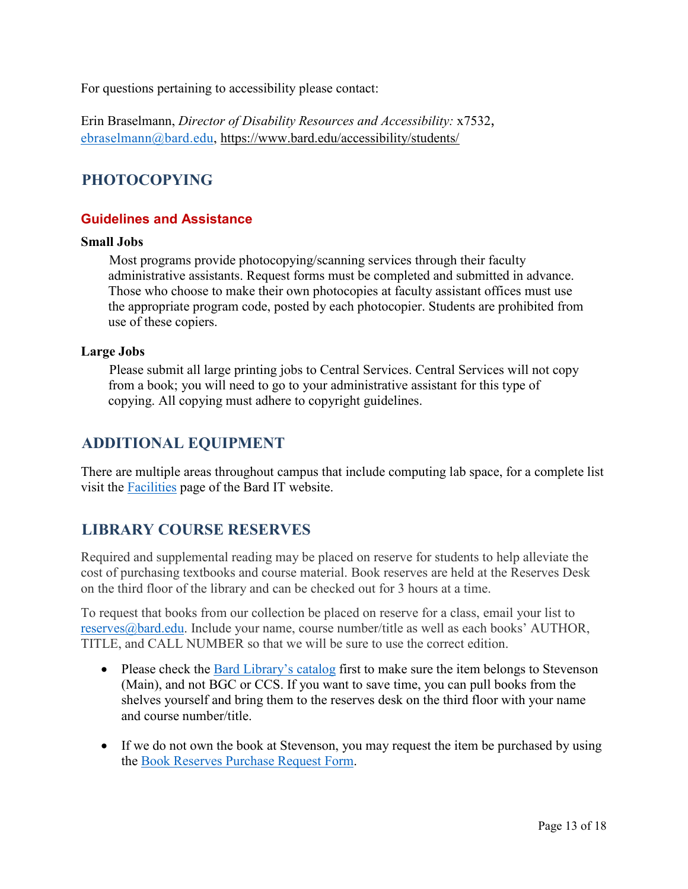For questions pertaining to accessibility please contact:

Erin Braselmann, *Director of Disability Resources and Accessibility:* x7532, [ebraselmann@bard.edu](mailto:ebraselmann@bard.edu), https://www.bard.edu/accessibility/students/

## PHOTOCOPYING

### Guidelines and Assistance

**Small Jobs**

Most programs provide photocopying/scanning services through their faculty administrative assistants. Request forms must be completed and submitted in advance. Those who choose to make their own photocopies at faculty assistant offices must use the appropriate program code, posted by each photocopier. Students are prohibited from use of these copiers.

**Large Jobs**

Please submit all large printing jobs to Central Services. Central Services will not copy from a book; you will need to go to your administrative assistant for this type of copying. All copying must adhere to copyright guidelines.

## ADDITIONAL EQUIPMENT

There are multiple areas throughout campus that include computing lab space, for a complete list visit the Facilities page of the Bard IT website.

## LIBRARY COURSE RESERVES

Required and supplemental reading may be placed on reserve for students to help alleviate the cost of purchasing textbooks and course material. Book reserves are held at the Reserves Desk on the third floor of the library and can be checked out for 3 hours at a time.

To request that books from our collection be placed on reserve for a class, email your list to [reserves@bard.edu](mailto:reserves@bard.edu). Include your name, course number/title as well as each books' AUTHOR, TITLE, and CALL NUMBER so that we will be sure to use the correct edition.

- Please check the Bard Library's catalog first to make sure the item belongs to Stevenson (Main), and not BGC or CCS. If you want to save time, you can pull books from the shelves yourself and bring them to the reserves desk on the third floor with your name and course number/title.
- If we do not own the book at Stevenson, you may request the item be purchased by using the Book Reserves Purchase Request Form.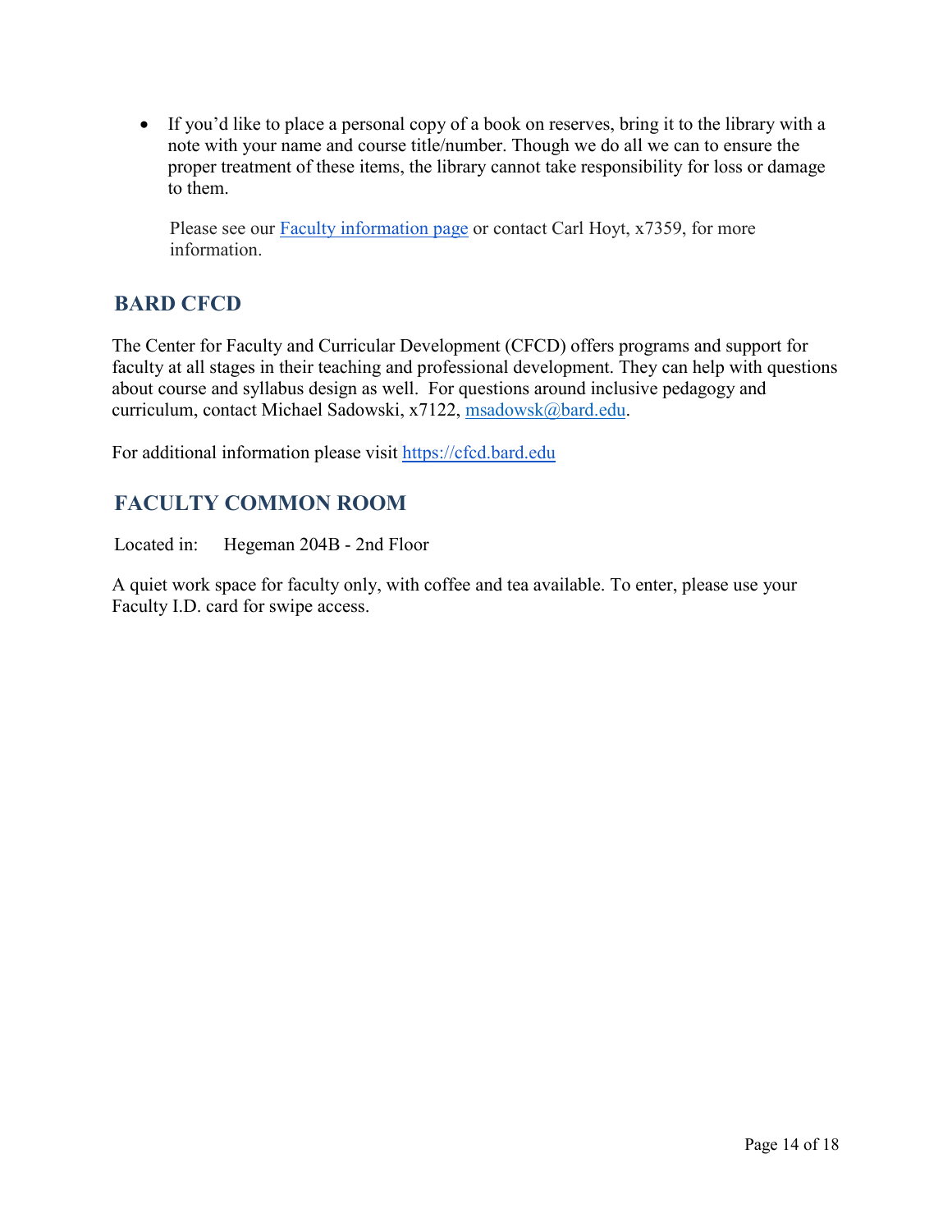- If you'd like to place a personal copy of a book on reserves, bring it to the library with a note with your name and course title/number. Though we do all we can to ensure the proper treatment of these items, the library cannot take responsibility for loss or damage to them.

Please see our [Faculty information page]() or contact Carl Hoyt, x7359, for more information.

## BARD CFCD

The Center for Faculty and Curricular Development (CFCD) offers programs and support for faculty at all stages in their teaching and professional development. They can help with questions about course and syllabus design as well. For questions around inclusive pedagogy and curriculum, contact Michael Sadowski, x7122, [msadowsk@bard.edu](mailto:msadowsk@bard.edu).

For additional information please visit [https://cfcd.bard.edu](https://cfcd.bard.edu)

## FACULTY COMMON ROOM

Located in: Hegeman 204B - 2nd Floor

A quiet work space for faculty only, with coffee and tea available. To enter, please use your Faculty I.D. card for swipe access.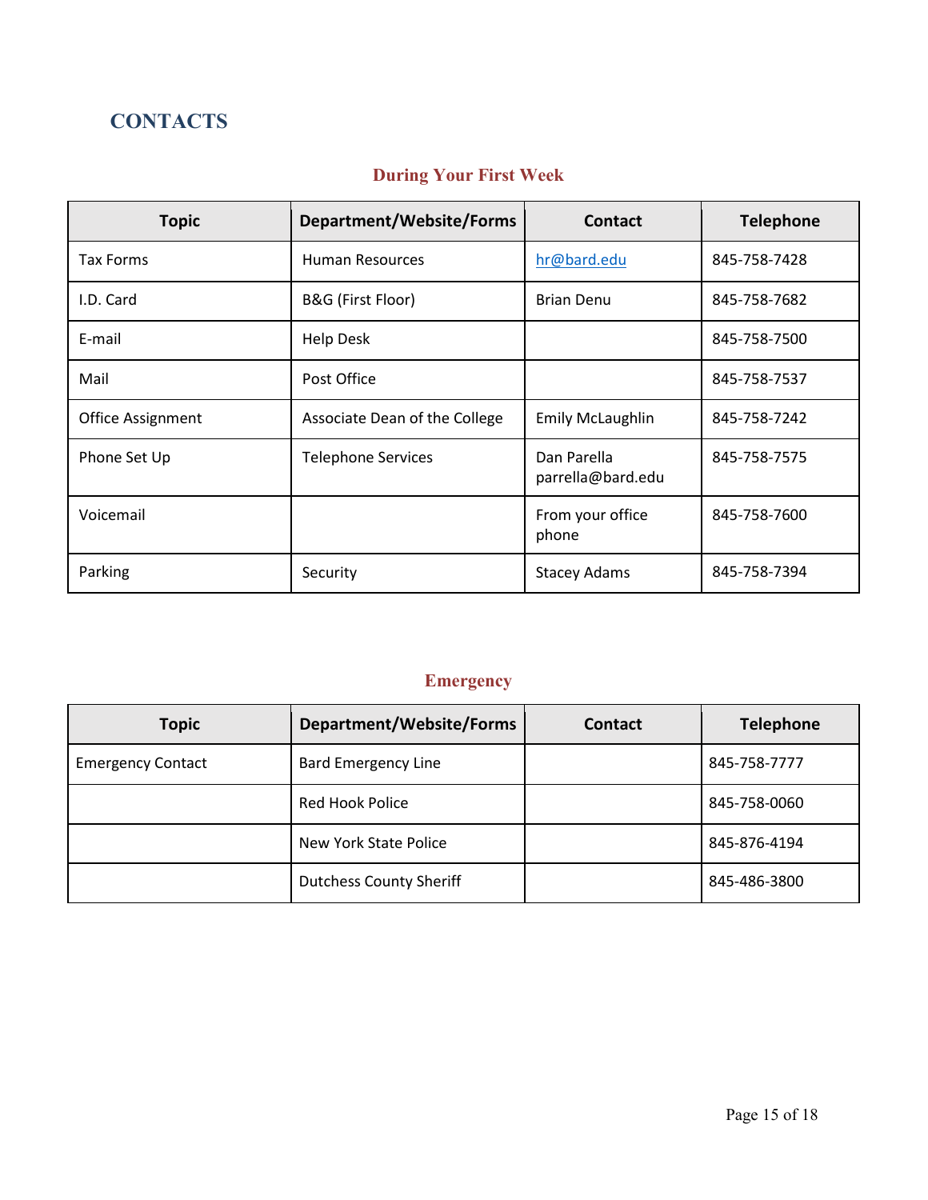# CONTACTS

## During Your First Week

| Topic | Department/Website/Forms | Contact | Telephone |
|---|---|---|---|
| Tax Forms | Human Resources | hr@bard.edu | 845-758-7428 |
| I.D. Card | B&G (First Floor) | Brian Denu | 845-758-7682 |
| E-mail | Help Desk | | 845-758-7500 |
| Mail | Post Office | | 845-758-7537 |
| Office Assignment | Associate Dean of the College | Emily McLaughlin | 845-758-7242 |
| Phone Set Up | Telephone Services | Dan Parella parrella@bard.edu | 845-758-7575 |
| Voicemail | | From your office phone | 845-758-7600 |
| Parking | Security | Stacey Adams | 845-758-7394 |

## Emergency

| Topic | Department/Website/Forms | Contact | Telephone |
|---|---|---|---|
| Emergency Contact | Bard Emergency Line | | 845-758-7777 |
| | Red Hook Police | | 845-758-0060 |
| | New York State Police | | 845-876-4194 |
| | Dutchess County Sheriff | | 845-486-3800 |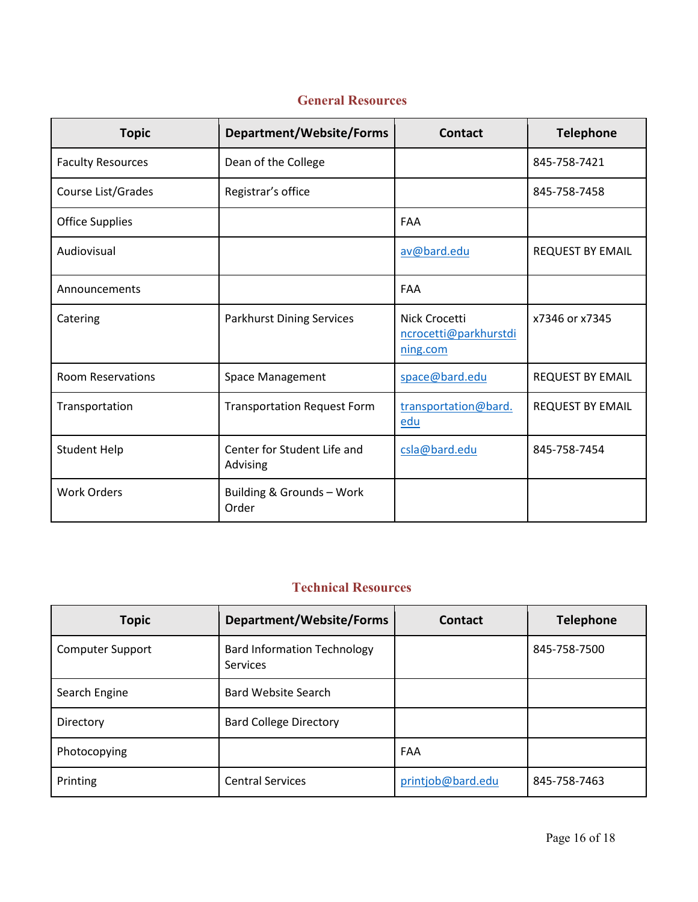## General Resources

| Topic | Department/Website/Forms | Contact | Telephone |
|---|---|---|---|
| Faculty Resources | Dean of the College | | 845-758-7421 |
| Course List/Grades | Registrar's office | | 845-758-7458 |
| Office Supplies | | FAA | |
| Audiovisual | | av@bard.edu | REQUEST BY EMAIL |
| Announcements | | FAA | |
| Catering | Parkhurst Dining Services | Nick Crocetti ncrocetti@parkhurstdining.com | x7346 or x7345 |
| Room Reservations | Space Management | space@bard.edu | REQUEST BY EMAIL |
| Transportation | Transportation Request Form | transportation@bard.edu | REQUEST BY EMAIL |
| Student Help | Center for Student Life and Advising | csla@bard.edu | 845-758-7454 |
| Work Orders | Building & Grounds – Work Order | | |

## Technical Resources

| Topic | Department/Website/Forms | Contact | Telephone |
|---|---|---|---|
| Computer Support | Bard Information Technology Services | | 845-758-7500 |
| Search Engine | Bard Website Search | | |
| Directory | Bard College Directory | | |
| Photocopying | | FAA | |
| Printing | Central Services | printjob@bard.edu | 845-758-7463 |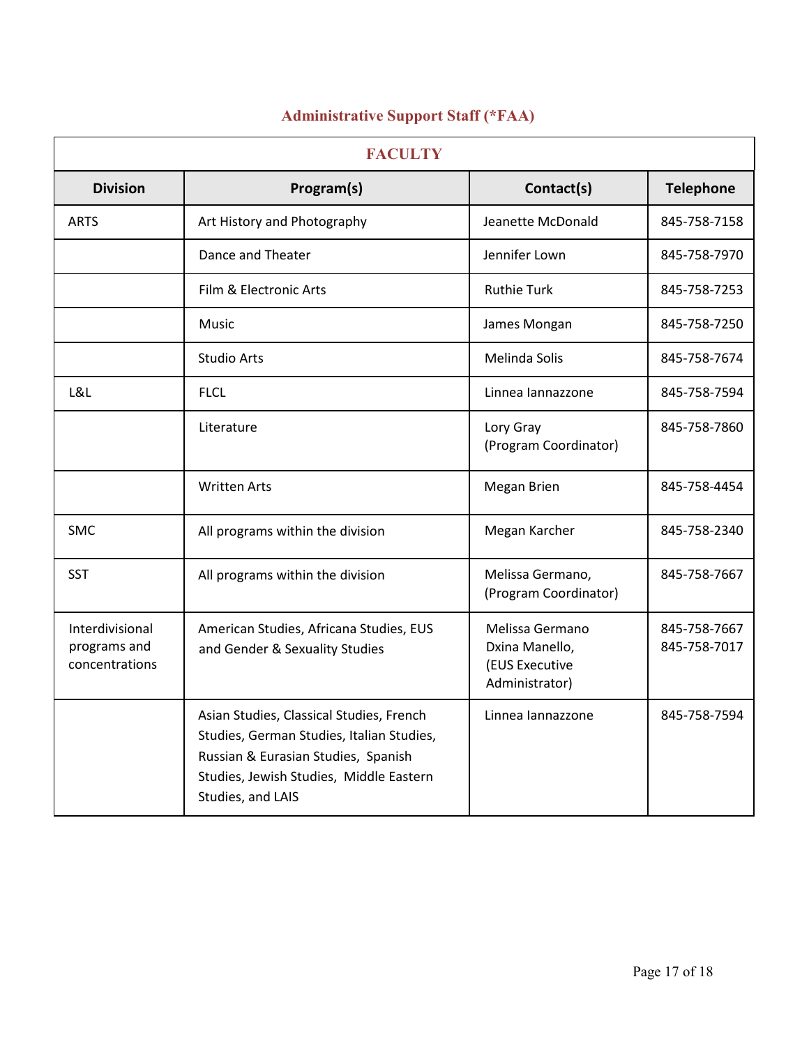## Administrative Support Staff (*FAA)

| FACULTY | | | |
|---|---|---|---|
| **Division** | **Program(s)** | **Contact(s)** | **Telephone** |
| ARTS | Art History and Photography | Jeanette McDonald | 845-758-7158 |
| | Dance and Theater | Jennifer Lown | 845-758-7970 |
| | Film & Electronic Arts | Ruthie Turk | 845-758-7253 |
| | Music | James Mongan | 845-758-7250 |
| | Studio Arts | Melinda Solis | 845-758-7674 |
| L&L | FLCL | Linnea Iannazzone | 845-758-7594 |
| | Literature | Lory Gray (Program Coordinator) | 845-758-7860 |
| | Written Arts | Megan Brien | 845-758-4454 |
| SMC | All programs within the division | Megan Karcher | 845-758-2340 |
| SST | All programs within the division | Melissa Germano, (Program Coordinator) | 845-758-7667 |
| Interdivisional programs and concentrations | American Studies, Africana Studies, EUS and Gender & Sexuality Studies | Melissa Germano<br>Dxina Manello, (EUS Executive Administrator) | 845-758-7667<br>845-758-7017 |
| | Asian Studies, Classical Studies, French Studies, German Studies, Italian Studies, Russian & Eurasian Studies, Spanish Studies, Jewish Studies, Middle Eastern Studies, and LAIS | Linnea Iannazzone | 845-758-7594 |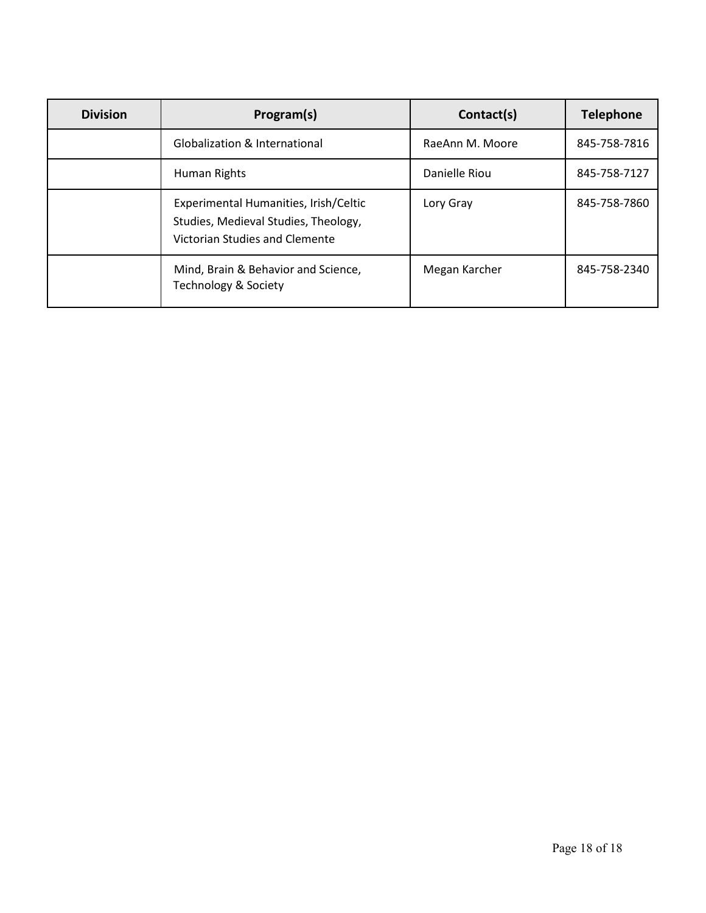| Division | Program(s) | Contact(s) | Telephone |
|---|---|---|---|
| | Globalization & International | RaeAnn M. Moore | 845-758-7816 |
| | Human Rights | Danielle Riou | 845-758-7127 |
| | Experimental Humanities, Irish/Celtic Studies, Medieval Studies, Theology, Victorian Studies and Clemente | Lory Gray | 845-758-7860 |
| | Mind, Brain & Behavior and Science, Technology & Society | Megan Karcher | 845-758-2340 |